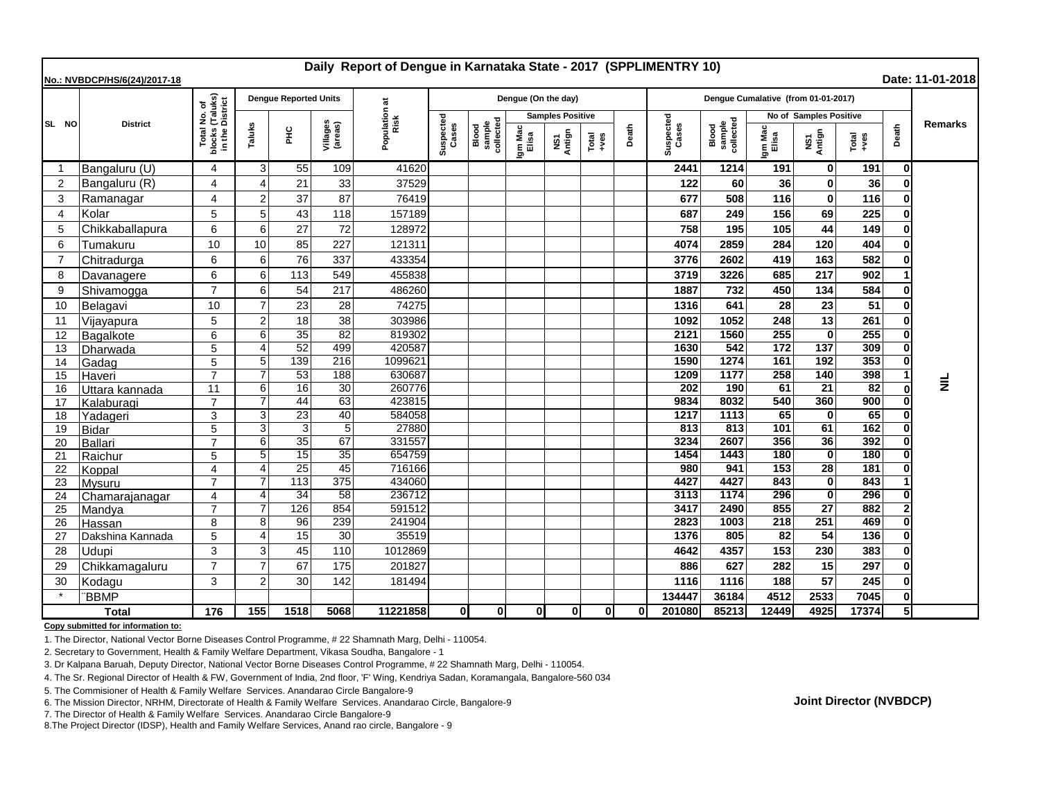# Daily Report of Dengue in Karnataka State - 2017 (SPPLIMENTRY 10)

**No.: NVBDCP/HS/6(24)/2017-18** **Date: 11-01-2018**

| SL NO | District | Total No. of blocks (Taluks) in the District | Dengue Reported Units | | | Population at Risk | Dengue (On the day) | | | | | | Dengue Cumalative (from 01-01-2017) | | | | | | Remarks |
|---|---|---|---|---|---|---|---|---|---|---|---|---|---|---|---|---|---|---|---|
| | | | | | | | | | Samples Positive | | | | | | No of Samples Positive | | | | |
| | | | Taluks | PHC | Villages (areas) | | Suspected Cases | Blood sample collected | Igm Mac Elisa | NS1 Antign | Total +ves | Death | Suspected Cases | Blood sample collected | Igm Mac Elisa | NS1 Antign | Total +ves | Death | |
| 1 | Bangaluru (U) | 4 | 3 | 55 | 109 | 41620 | | | | | | | 2441 | 1214 | 191 | 0 | 191 | 0 | NIL |
| 2 | Bangaluru (R) | 4 | 4 | 21 | 33 | 37529 | | | | | | | 122 | 60 | 36 | 0 | 36 | 0 | |
| 3 | Ramanagar | 4 | 2 | 37 | 87 | 76419 | | | | | | | 677 | 508 | 116 | 0 | 116 | 0 | |
| 4 | Kolar | 5 | 5 | 43 | 118 | 157189 | | | | | | | 687 | 249 | 156 | 69 | 225 | 0 | |
| 5 | Chikkaballapura | 6 | 6 | 27 | 72 | 128972 | | | | | | | 758 | 195 | 105 | 44 | 149 | 0 | |
| 6 | Tumakuru | 10 | 10 | 85 | 227 | 121311 | | | | | | | 4074 | 2859 | 284 | 120 | 404 | 0 | |
| 7 | Chitradurga | 6 | 6 | 76 | 337 | 433354 | | | | | | | 3776 | 2602 | 419 | 163 | 582 | 0 | |
| 8 | Davanagere | 6 | 6 | 113 | 549 | 455838 | | | | | | | 3719 | 3226 | 685 | 217 | 902 | 1 | |
| 9 | Shivamogga | 7 | 6 | 54 | 217 | 486260 | | | | | | | 1887 | 732 | 450 | 134 | 584 | 0 | |
| 10 | Belagavi | 10 | 7 | 23 | 28 | 74275 | | | | | | | 1316 | 641 | 28 | 23 | 51 | 0 | |
| 11 | Vijayapura | 5 | 2 | 18 | 38 | 303986 | | | | | | | 1092 | 1052 | 248 | 13 | 261 | 0 | |
| 12 | Bagalkote | 6 | 6 | 35 | 82 | 819302 | | | | | | | 2121 | 1560 | 255 | 0 | 255 | 0 | |
| 13 | Dharwada | 5 | 4 | 52 | 499 | 420587 | | | | | | | 1630 | 542 | 172 | 137 | 309 | 0 | |
| 14 | Gadag | 5 | 5 | 139 | 216 | 1099621 | | | | | | | 1590 | 1274 | 161 | 192 | 353 | 0 | |
| 15 | Haveri | 7 | 7 | 53 | 188 | 630687 | | | | | | | 1209 | 1177 | 258 | 140 | 398 | 1 | |
| 16 | Uttara kannada | 11 | 6 | 16 | 30 | 260776 | | | | | | | 202 | 190 | 61 | 21 | 82 | 0 | |
| 17 | Kalaburagi | 7 | 7 | 44 | 63 | 423815 | | | | | | | 9834 | 8032 | 540 | 360 | 900 | 0 | |
| 18 | Yadageri | 3 | 3 | 23 | 40 | 584058 | | | | | | | 1217 | 1113 | 65 | 0 | 65 | 0 | |
| 19 | Bidar | 5 | 3 | 3 | 5 | 27880 | | | | | | | 813 | 813 | 101 | 61 | 162 | 0 | |
| 20 | Ballari | 7 | 6 | 35 | 67 | 331557 | | | | | | | 3234 | 2607 | 356 | 36 | 392 | 0 | |
| 21 | Raichur | 5 | 5 | 15 | 35 | 654759 | | | | | | | 1454 | 1443 | 180 | 0 | 180 | 0 | |
| 22 | Koppal | 4 | 4 | 25 | 45 | 716166 | | | | | | | 980 | 941 | 153 | 28 | 181 | 0 | |
| 23 | Mysuru | 7 | 7 | 113 | 375 | 434060 | | | | | | | 4427 | 4427 | 843 | 0 | 843 | 1 | |
| 24 | Chamarajanagar | 4 | 4 | 34 | 58 | 236712 | | | | | | | 3113 | 1174 | 296 | 0 | 296 | 0 | |
| 25 | Mandya | 7 | 7 | 126 | 854 | 591512 | | | | | | | 3417 | 2490 | 855 | 27 | 882 | 2 | |
| 26 | Hassan | 8 | 8 | 96 | 239 | 241904 | | | | | | | 2823 | 1003 | 218 | 251 | 469 | 0 | |
| 27 | Dakshina Kannada | 5 | 4 | 15 | 30 | 35519 | | | | | | | 1376 | 805 | 82 | 54 | 136 | 0 | |
| 28 | Udupi | 3 | 3 | 45 | 110 | 1012869 | | | | | | | 4642 | 4357 | 153 | 230 | 383 | 0 | |
| 29 | Chikkamagaluru | 7 | 7 | 67 | 175 | 201827 | | | | | | | 886 | 627 | 282 | 15 | 297 | 0 | |
| 30 | Kodagu | 3 | 2 | 30 | 142 | 181494 | | | | | | | 1116 | 1116 | 188 | 57 | 245 | 0 | |
| * | BBMP | | | | | | | | | | | | 134447 | 36184 | 4512 | 2533 | 7045 | 0 | |
| | **Total** | **176** | **155** | **1518** | **5068** | **11221858** | **0** | **0** | **0** | **0** | **0** | **0** | **201080** | **85213** | **12449** | **4925** | **17374** | **5** | |

**Copy submitted for information to:**

1. The Director, National Vector Borne Diseases Control Programme, # 22 Shamnath Marg, Delhi - 110054.
2. Secretary to Government, Health & Family Welfare Department, Vikasa Soudha, Bangalore - 1
3. Dr Kalpana Baruah, Deputy Director, National Vector Borne Diseases Control Programme, # 22 Shamnath Marg, Delhi - 110054.
4. The Sr. Regional Director of Health & FW, Government of India, 2nd floor, 'F' Wing, Kendriya Sadan, Koramangala, Bangalore-560 034
5. The Commisioner of Health & Family Welfare Services. Anandarao Circle Bangalore-9
6. The Mission Director, NRHM, Directorate of Health & Family Welfare Services. Anandarao Circle, Bangalore-9
7. The Director of Health & Family Welfare Services. Anandarao Circle Bangalore-9
8. The Project Director (IDSP), Health and Family Welfare Services, Anand rao circle, Bangalore - 9

**Joint Director (NVBDCP)**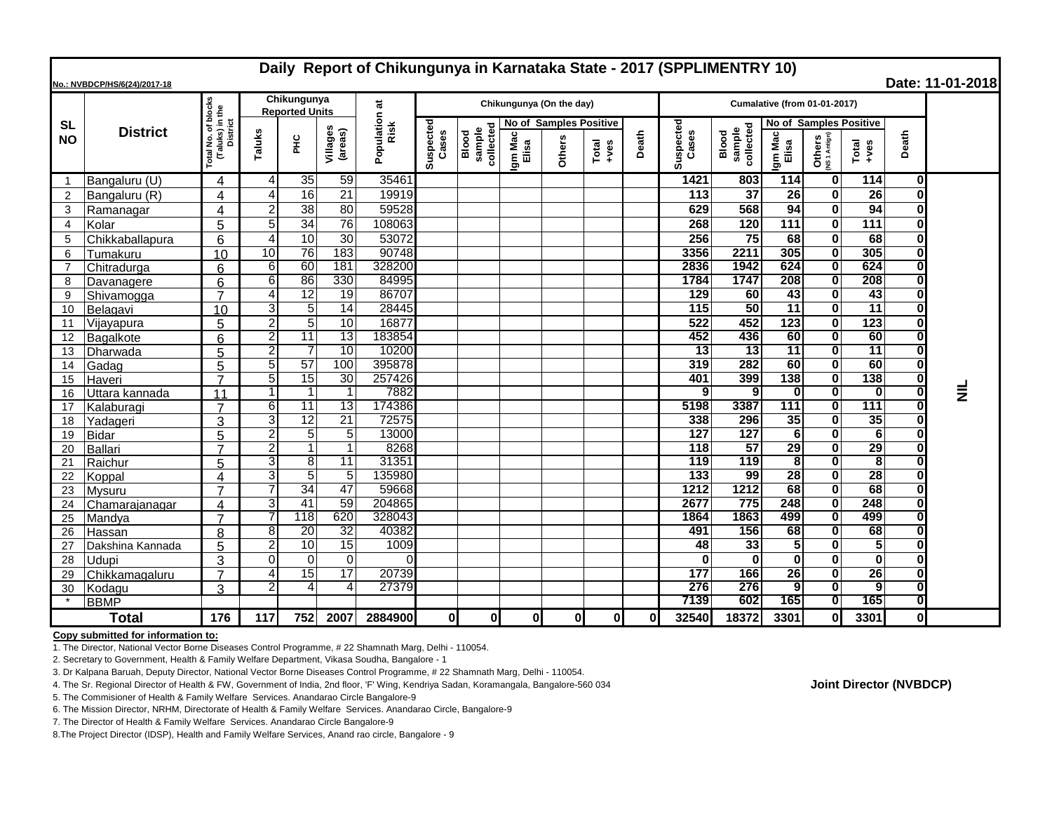# Daily Report of Chikungunya in Karnataka State - 2017 (SPPLIMENTRY 10)

No.: NVBDCP/HS/6(24)/2017-18

**Date: 11-01-2018**

| SL NO | District | Total No. of blocks (Taluks) in the District | Chikungunya Reported Units | | | Population at Risk | Chikungunya (On the day) | | | | | | Cumalative (from 01-01-2017) | | | | | | |
|---|---|---|---|---|---|---|---|---|---|---|---|---|---|---|---|---|---|---|---|
| | | | Taluks | PHC | Villages (areas) | | Suspected Cases | Blood sample collected | No of Samples Positive | | | Death | Suspected Cases | Blood sample collected | No of Samples Positive | | | Death | |
| | | | | | | | | | Igm Mac Elisa | Others | Total +ves | | | | Igm Mac Elisa | Others (NS 1 Antign) | Total +ves | | |
| 1 | Bangaluru (U) | 4 | 4 | 35 | 59 | 35461 | | | | | | | 1421 | 803 | 114 | 0 | 114 | 0 | NIL |
| 2 | Bangaluru (R) | 4 | 4 | 16 | 21 | 19919 | | | | | | | 113 | 37 | 26 | 0 | 26 | 0 | |
| 3 | Ramanagar | 4 | 2 | 38 | 80 | 59528 | | | | | | | 629 | 568 | 94 | 0 | 94 | 0 | |
| 4 | Kolar | 5 | 5 | 34 | 76 | 108063 | | | | | | | 268 | 120 | 111 | 0 | 111 | 0 | |
| 5 | Chikkaballapura | 6 | 4 | 10 | 30 | 53072 | | | | | | | 256 | 75 | 68 | 0 | 68 | 0 | |
| 6 | Tumakuru | 10 | 10 | 76 | 183 | 90748 | | | | | | | 3356 | 2211 | 305 | 0 | 305 | 0 | |
| 7 | Chitradurga | 6 | 6 | 60 | 181 | 328200 | | | | | | | 2836 | 1942 | 624 | 0 | 624 | 0 | |
| 8 | Davanagere | 6 | 6 | 86 | 330 | 84995 | | | | | | | 1784 | 1747 | 208 | 0 | 208 | 0 | |
| 9 | Shivamogga | 7 | 4 | 12 | 19 | 86707 | | | | | | | 129 | 60 | 43 | 0 | 43 | 0 | |
| 10 | Belagavi | 10 | 3 | 5 | 14 | 28445 | | | | | | | 115 | 50 | 11 | 0 | 11 | 0 | |
| 11 | Vijayapura | 5 | 2 | 5 | 10 | 16877 | | | | | | | 522 | 452 | 123 | 0 | 123 | 0 | |
| 12 | Bagalkote | 6 | 2 | 11 | 13 | 183854 | | | | | | | 452 | 436 | 60 | 0 | 60 | 0 | |
| 13 | Dharwada | 5 | 2 | 7 | 10 | 10200 | | | | | | | 13 | 13 | 11 | 0 | 11 | 0 | |
| 14 | Gadag | 5 | 5 | 57 | 100 | 395878 | | | | | | | 319 | 282 | 60 | 0 | 60 | 0 | |
| 15 | Haveri | 7 | 5 | 15 | 30 | 257426 | | | | | | | 401 | 399 | 138 | 0 | 138 | 0 | |
| 16 | Uttara kannada | 11 | 1 | 1 | 1 | 7882 | | | | | | | 9 | 9 | 0 | 0 | 0 | 0 | |
| 17 | Kalaburagi | 7 | 6 | 11 | 13 | 174386 | | | | | | | 5198 | 3387 | 111 | 0 | 111 | 0 | |
| 18 | Yadageri | 3 | 3 | 12 | 21 | 72575 | | | | | | | 338 | 296 | 35 | 0 | 35 | 0 | |
| 19 | Bidar | 5 | 2 | 5 | 5 | 13000 | | | | | | | 127 | 127 | 6 | 0 | 6 | 0 | |
| 20 | Ballari | 7 | 2 | 1 | 1 | 8268 | | | | | | | 118 | 57 | 29 | 0 | 29 | 0 | |
| 21 | Raichur | 5 | 3 | 8 | 11 | 31351 | | | | | | | 119 | 119 | 8 | 0 | 8 | 0 | |
| 22 | Koppal | 4 | 3 | 5 | 5 | 135980 | | | | | | | 133 | 99 | 28 | 0 | 28 | 0 | |
| 23 | Mysuru | 7 | 7 | 34 | 47 | 59668 | | | | | | | 1212 | 1212 | 68 | 0 | 68 | 0 | |
| 24 | Chamarajanagar | 4 | 3 | 41 | 59 | 204865 | | | | | | | 2677 | 775 | 248 | 0 | 248 | 0 | |
| 25 | Mandya | 7 | 7 | 118 | 620 | 328043 | | | | | | | 1864 | 1863 | 499 | 0 | 499 | 0 | |
| 26 | Hassan | 8 | 8 | 20 | 32 | 40382 | | | | | | | 491 | 156 | 68 | 0 | 68 | 0 | |
| 27 | Dakshina Kannada | 5 | 2 | 10 | 15 | 1009 | | | | | | | 48 | 33 | 5 | 0 | 5 | 0 | |
| 28 | Udupi | 3 | 0 | 0 | 0 | 0 | | | | | | | 0 | 0 | 0 | 0 | 0 | 0 | |
| 29 | Chikkamagaluru | 7 | 4 | 15 | 17 | 20739 | | | | | | | 177 | 166 | 26 | 0 | 26 | 0 | |
| 30 | Kodagu | 3 | 2 | 4 | 4 | 27379 | | | | | | | 276 | 276 | 9 | 0 | 9 | 0 | |
| * | BBMP | | | | | | | | | | | | 7139 | 602 | 165 | 0 | 165 | 0 | |
| **Total** | | **176** | **117** | **752** | **2007** | **2884900** | **0** | **0** | **0** | **0** | **0** | **0** | **32540** | **18372** | **3301** | **0** | **3301** | **0** | |

**Copy submitted for information to:**

1. The Director, National Vector Borne Diseases Control Programme, # 22 Shamnath Marg, Delhi - 110054.
2. Secretary to Government, Health & Family Welfare Department, Vikasa Soudha, Bangalore - 1
3. Dr Kalpana Baruah, Deputy Director, National Vector Borne Diseases Control Programme, # 22 Shamnath Marg, Delhi - 110054.
4. The Sr. Regional Director of Health & FW, Government of India, 2nd floor, 'F' Wing, Kendriya Sadan, Koramangala, Bangalore-560 034
5. The Commisioner of Health & Family Welfare Services. Anandarao Circle Bangalore-9
6. The Mission Director, NRHM, Directorate of Health & Family Welfare Services. Anandarao Circle, Bangalore-9
7. The Director of Health & Family Welfare Services. Anandarao Circle Bangalore-9
8. The Project Director (IDSP), Health and Family Welfare Services, Anand rao circle, Bangalore - 9

**Joint Director (NVBDCP)**